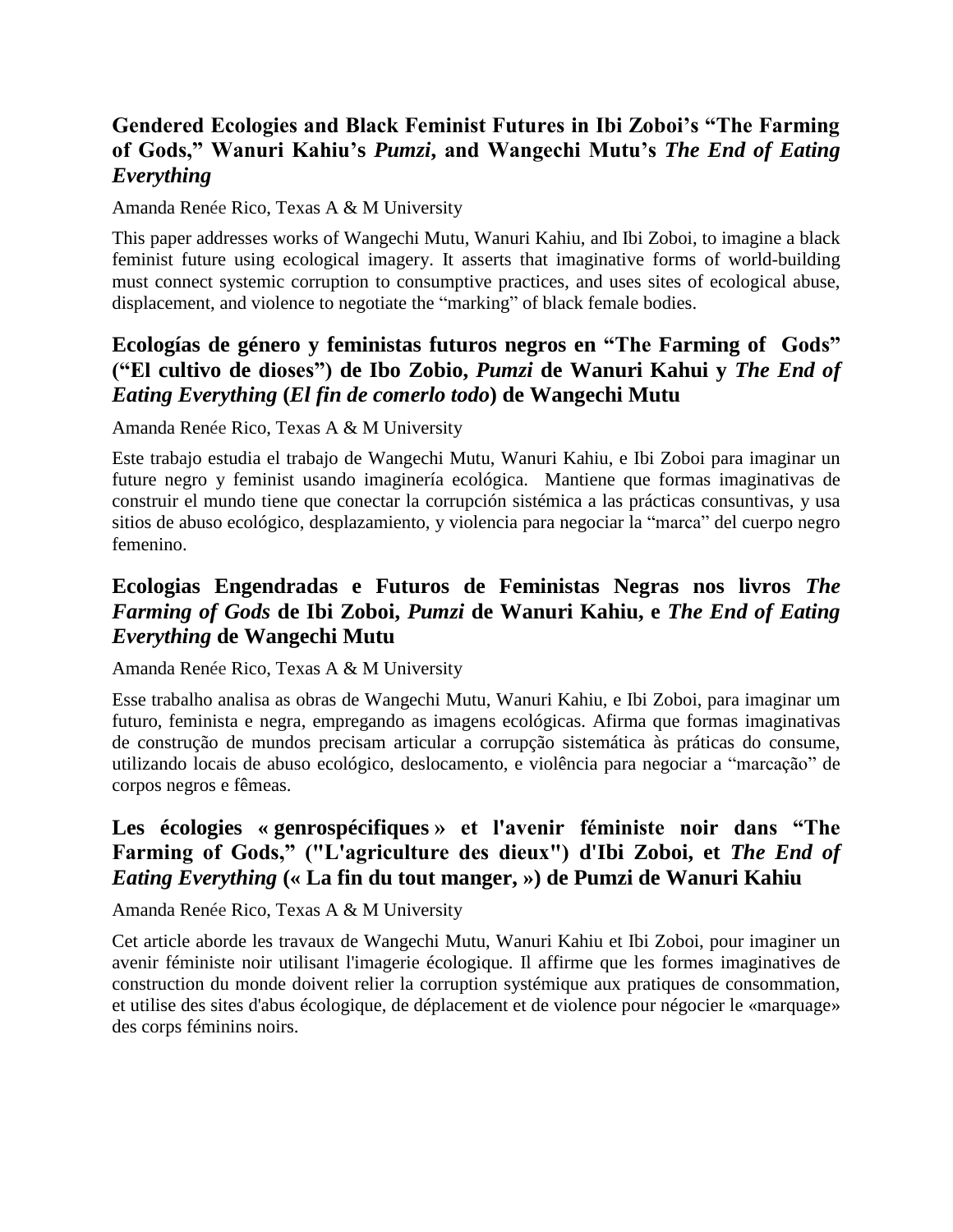### Gendered Ecologies and Black Feminist Futures in Ibi Zoboi's "The Farming of Gods," Wanuri Kahiu's *Pumzi*, and Wangechi Mutu's *The End of Eating Everything*

Amanda Renée Rico, Texas A & M University

This paper addresses works of Wangechi Mutu, Wanuri Kahiu, and Ibi Zoboi, to imagine a black feminist future using ecological imagery. It asserts that imaginative forms of world-building must connect systemic corruption to consumptive practices, and uses sites of ecological abuse, displacement, and violence to negotiate the "marking" of black female bodies.

### Ecologías de género y feministas futuros negros en "The Farming of Gods" ("El cultivo de dioses") de Ibo Zobio, *Pumzi* de Wanuri Kahui y *The End of Eating Everything* (*El fin de comerlo todo*) de Wangechi Mutu

Amanda Renée Rico, Texas A & M University

Este trabajo estudia el trabajo de Wangechi Mutu, Wanuri Kahiu, e Ibi Zoboi para imaginar un future negro y feminist usando imaginería ecológica. Mantiene que formas imaginativas de construir el mundo tiene que conectar la corrupción sistémica a las prácticas consuntivas, y usa sitios de abuso ecológico, desplazamiento, y violencia para negociar la "marca" del cuerpo negro femenino.

### Ecologias Engendradas e Futuros de Feministas Negras nos livros *The Farming of Gods* de Ibi Zoboi, *Pumzi* de Wanuri Kahiu, e *The End of Eating Everything* de Wangechi Mutu

Amanda Renée Rico, Texas A & M University

Esse trabalho analisa as obras de Wangechi Mutu, Wanuri Kahiu, e Ibi Zoboi, para imaginar um futuro, feminista e negra, empregando as imagens ecológicas. Afirma que formas imaginativas de construção de mundos precisam articular a corrupção sistemática às práticas do consume, utilizando locais de abuso ecológico, deslocamento, e violência para negociar a "marcação" de corpos negros e fêmeas.

### Les écologies « genrospécifiques » et l'avenir féministe noir dans "The Farming of Gods," ("L'agriculture des dieux") d'Ibi Zoboi, et *The End of Eating Everything* (« La fin du tout manger, ») de Pumzi de Wanuri Kahiu

Amanda Renée Rico, Texas A & M University

Cet article aborde les travaux de Wangechi Mutu, Wanuri Kahiu et Ibi Zoboi, pour imaginer un avenir féministe noir utilisant l'imagerie écologique. Il affirme que les formes imaginatives de construction du monde doivent relier la corruption systémique aux pratiques de consommation, et utilise des sites d'abus écologique, de déplacement et de violence pour négocier le «marquage» des corps féminins noirs.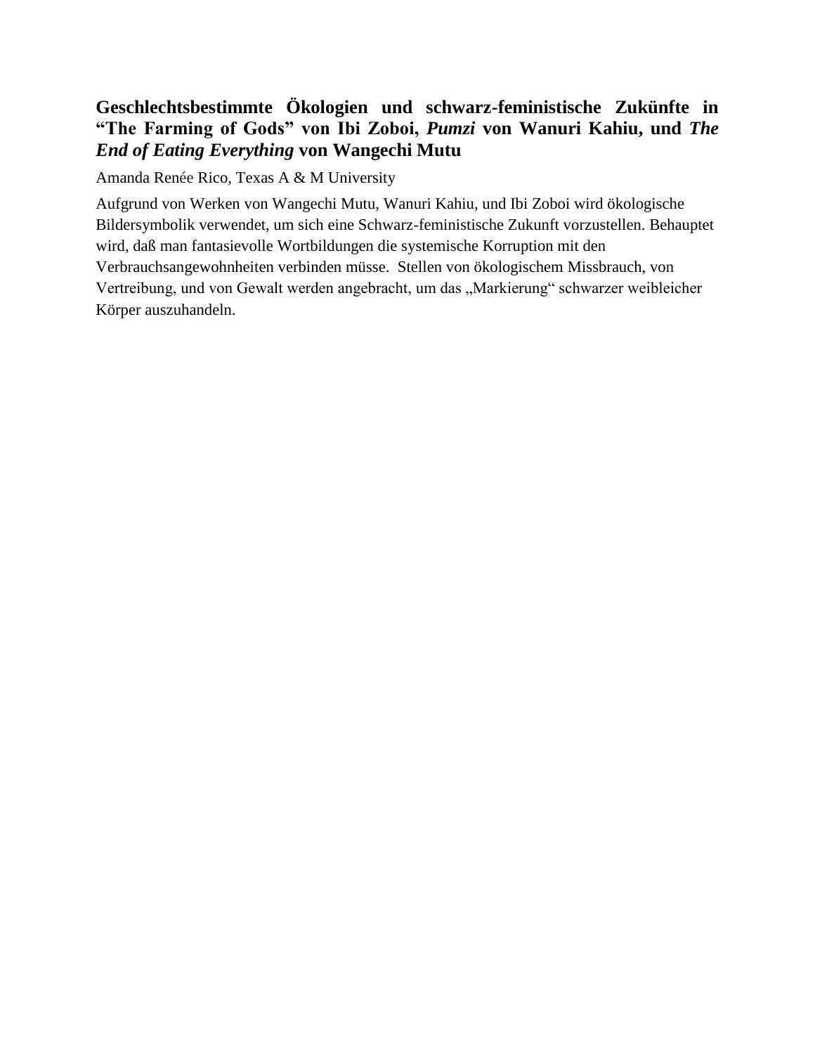## Geschlechtsbestimmte Ökologien und schwarz-feministische Zukünfte in "The Farming of Gods" von Ibi Zoboi, *Pumzi* von Wanuri Kahiu, und *The End of Eating Everything* von Wangechi Mutu

Amanda Renée Rico, Texas A & M University

Aufgrund von Werken von Wangechi Mutu, Wanuri Kahiu, und Ibi Zoboi wird ökologische Bildersymbolik verwendet, um sich eine Schwarz-feministische Zukunft vorzustellen. Behauptet wird, daß man fantasievolle Wortbildungen die systemische Korruption mit den Verbrauchsangewohnheiten verbinden müsse. Stellen von ökologischem Missbrauch, von Vertreibung, und von Gewalt werden angebracht, um das „Markierung" schwarzer weibleicher Körper auszuhandeln.